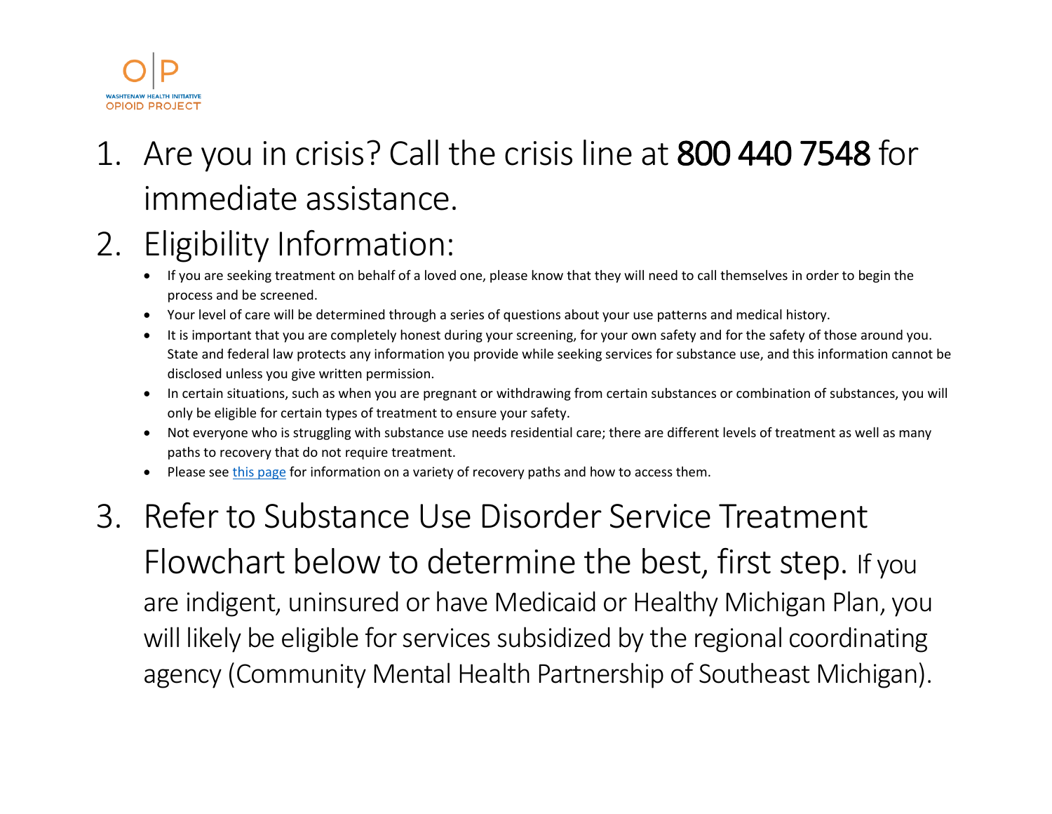WASHTENAW HEALTH INITIATIVE
OPIOID PROJECT

1. Are you in crisis? Call the crisis line at **800 440 7548** for immediate assistance.
2. Eligibility Information:
   - If you are seeking treatment on behalf of a loved one, please know that they will need to call themselves in order to begin the process and be screened.
   - Your level of care will be determined through a series of questions about your use patterns and medical history.
   - It is important that you are completely honest during your screening, for your own safety and for the safety of those around you. State and federal law protects any information you provide while seeking services for substance use, and this information cannot be disclosed unless you give written permission.
   - In certain situations, such as when you are pregnant or withdrawing from certain substances or combination of substances, you will only be eligible for certain types of treatment to ensure your safety.
   - Not everyone who is struggling with substance use needs residential care; there are different levels of treatment as well as many paths to recovery that do not require treatment.
   - Please see this page for information on a variety of recovery paths and how to access them.
3. Refer to Substance Use Disorder Service Treatment Flowchart below to determine the best, first step. If you are indigent, uninsured or have Medicaid or Healthy Michigan Plan, you will likely be eligible for services subsidized by the regional coordinating agency (Community Mental Health Partnership of Southeast Michigan).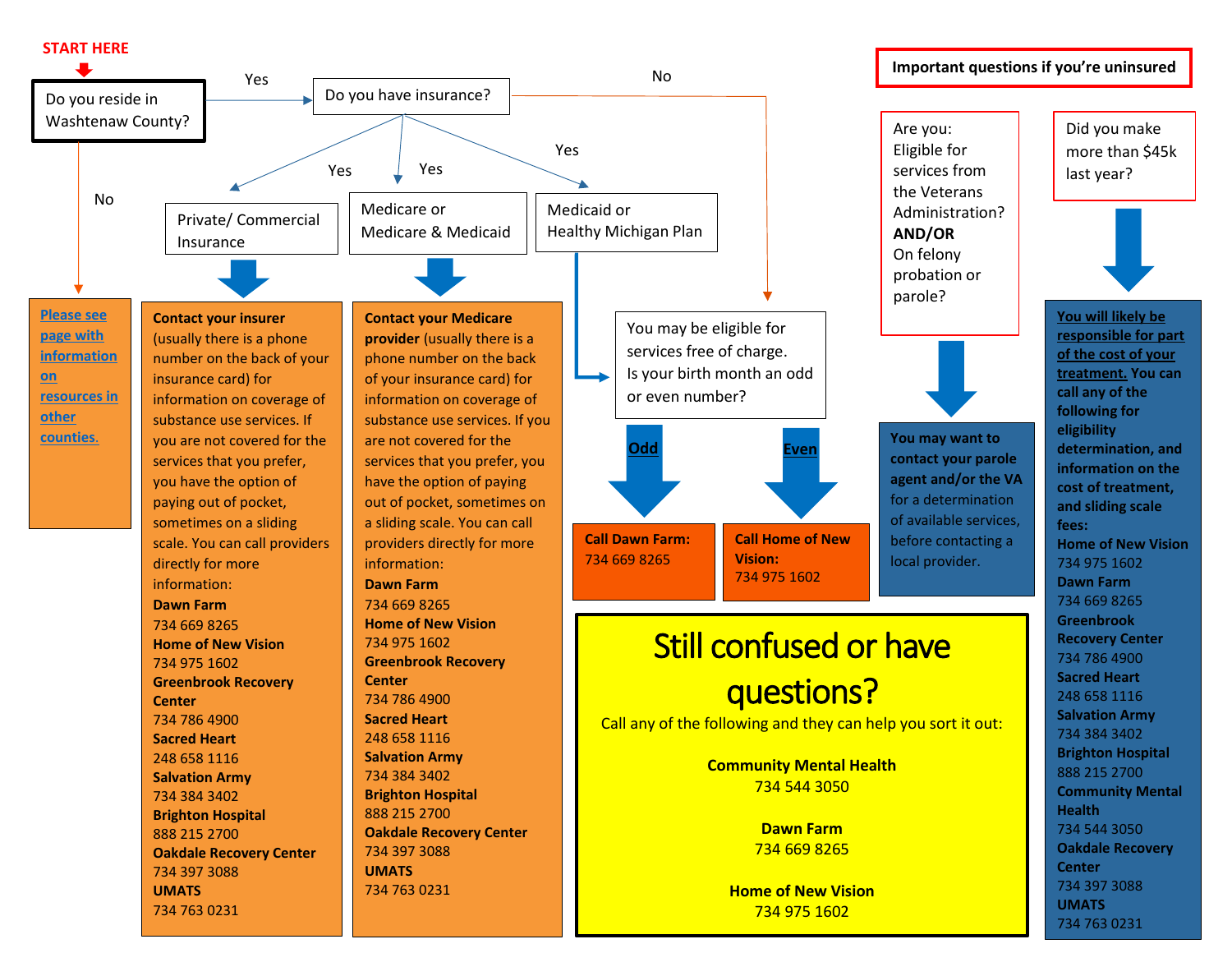START HERE

**Do you reside in Washtenaw County?**

- **No** → [Please see page with information on resources in other counties.]
- **Yes** → **Do you have insurance?**
  - **Yes** → Private/ Commercial Insurance
  - **Yes** → Medicare or Medicare & Medicaid
  - **Yes** → Medicaid or Healthy Michigan Plan
  - **No** → You may be eligible for services free of charge.

**Private/ Commercial Insurance**

**Contact your insurer** (usually there is a phone number on the back of your insurance card) for information on coverage of substance use services. If you are not covered for the services that you prefer, you have the option of paying out of pocket, sometimes on a sliding scale. You can call providers directly for more information:

**Dawn Farm**
734 669 8265
**Home of New Vision**
734 975 1602
**Greenbrook Recovery Center**
734 786 4900
**Sacred Heart**
248 658 1116
**Salvation Army**
734 384 3402
**Brighton Hospital**
888 215 2700
**Oakdale Recovery Center**
734 397 3088
**UMATS**
734 763 0231

**Medicare or Medicare & Medicaid**

**Contact your Medicare provider** (usually there is a phone number on the back of your insurance card) for information on coverage of substance use services. If you are not covered for the services that you prefer, you have the option of paying out of pocket, sometimes on a sliding scale. You can call providers directly for more information:

**Dawn Farm**
734 669 8265
**Home of New Vision**
734 975 1602
**Greenbrook Recovery Center**
734 786 4900
**Sacred Heart**
248 658 1116
**Salvation Army**
734 384 3402
**Brighton Hospital**
888 215 2700
**Oakdale Recovery Center**
734 397 3088
**UMATS**
734 763 0231

**Medicaid or Healthy Michigan Plan** / **No insurance**

You may be eligible for services free of charge.
Is your birth month an odd or even number?

- **Odd** → **Call Dawn Farm:** 734 669 8265
- **Even** → **Call Home of New Vision:** 734 975 1602

## Important questions if you're uninsured

Are you:
Eligible for services from the Veterans Administration?
**AND/OR**
On felony probation or parole?

→ **You may want to contact your parole agent and/or the VA** for a determination of available services, before contacting a local provider.

Did you make more than $45k last year?

→ **You will likely be responsible for part of the cost of your treatment. You can call any of the following for eligibility determination, and information on the cost of treatment, and sliding scale fees:**

**Home of New Vision**
734 975 1602
**Dawn Farm**
734 669 8265
**Greenbrook Recovery Center**
734 786 4900
**Sacred Heart**
248 658 1116
**Salvation Army**
734 384 3402
**Brighton Hospital**
888 215 2700
**Community Mental Health**
734 544 3050
**Oakdale Recovery Center**
734 397 3088
**UMATS**
734 763 0231

## Still confused or have questions?

Call any of the following and they can help you sort it out:

**Community Mental Health**
734 544 3050

**Dawn Farm**
734 669 8265

**Home of New Vision**
734 975 1602